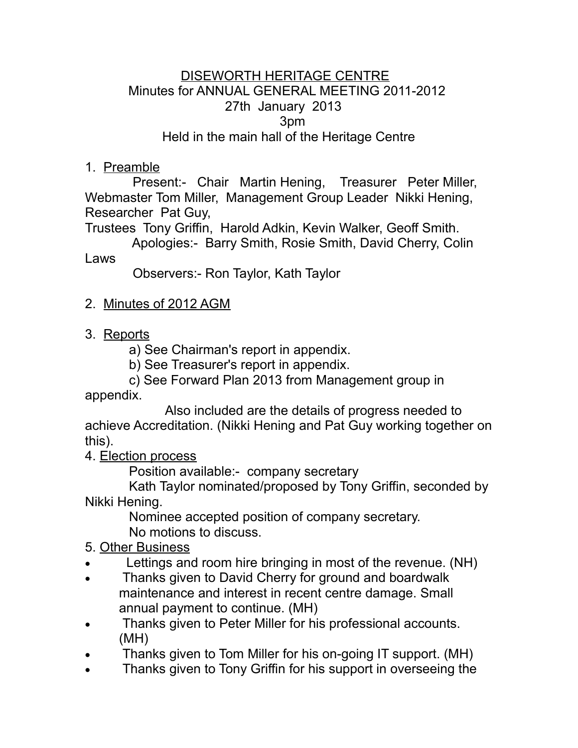# DISEWORTH HERITAGE CENTRE

Minutes for ANNUAL GENERAL MEETING 2011-2012
27th January 2013
3pm
Held in the main hall of the Heritage Centre

1. Preamble

Present:- Chair Martin Hening, Treasurer Peter Miller, Webmaster Tom Miller, Management Group Leader Nikki Hening, Researcher Pat Guy,
Trustees Tony Griffin, Harold Adkin, Kevin Walker, Geoff Smith.

Apologies:- Barry Smith, Rosie Smith, David Cherry, Colin Laws

Observers:- Ron Taylor, Kath Taylor

2. Minutes of 2012 AGM

3. Reports

a) See Chairman's report in appendix.

b) See Treasurer's report in appendix.

c) See Forward Plan 2013 from Management group in appendix.

Also included are the details of progress needed to achieve Accreditation. (Nikki Hening and Pat Guy working together on this).

4. Election process

Position available:- company secretary

Kath Taylor nominated/proposed by Tony Griffin, seconded by Nikki Hening.

Nominee accepted position of company secretary.

No motions to discuss.

5. Other Business

- Lettings and room hire bringing in most of the revenue. (NH)
- Thanks given to David Cherry for ground and boardwalk maintenance and interest in recent centre damage. Small annual payment to continue. (MH)
- Thanks given to Peter Miller for his professional accounts. (MH)
- Thanks given to Tom Miller for his on-going IT support. (MH)
- Thanks given to Tony Griffin for his support in overseeing the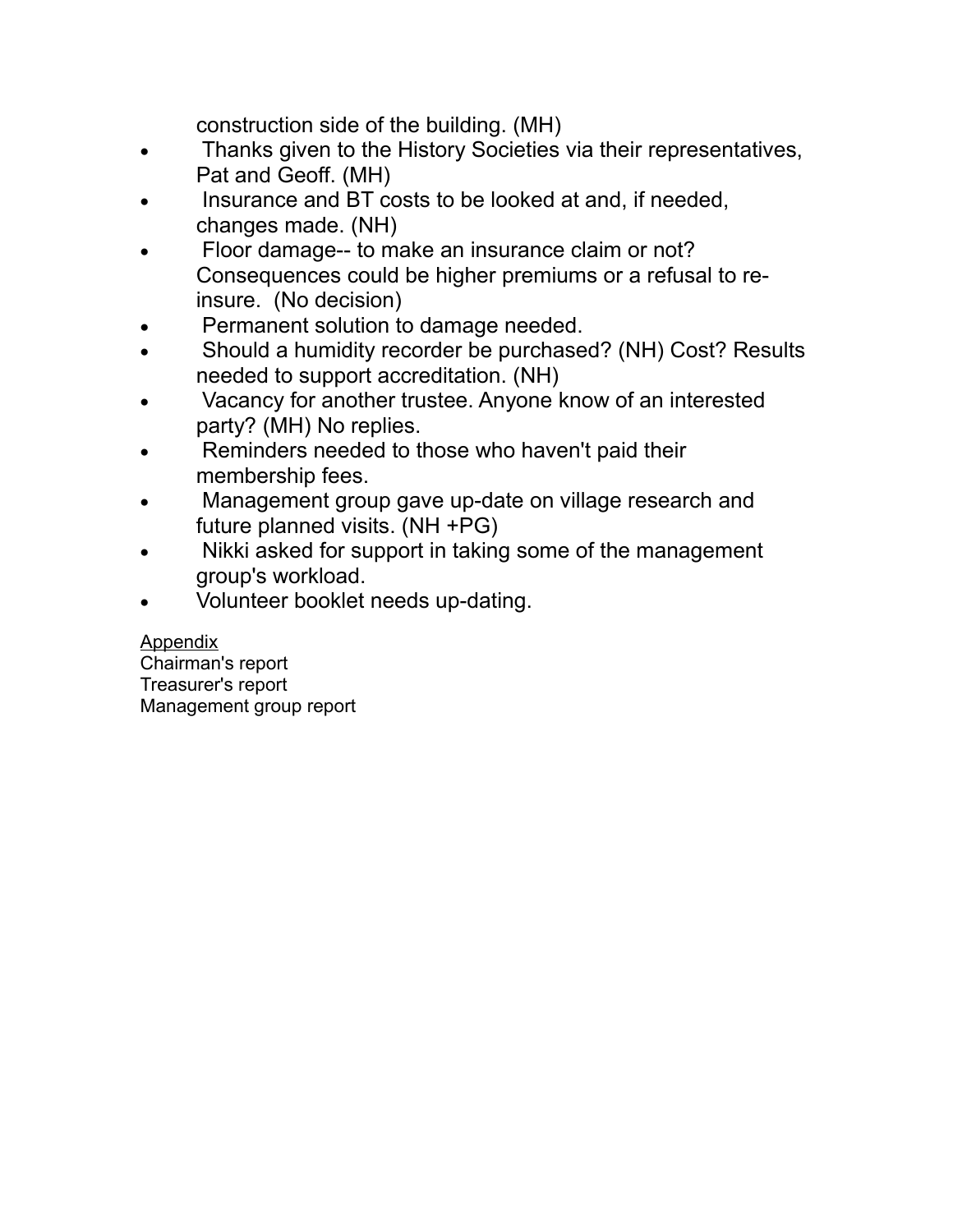construction side of the building. (MH)

- Thanks given to the History Societies via their representatives, Pat and Geoff. (MH)
- Insurance and BT costs to be looked at and, if needed, changes made. (NH)
- Floor damage-- to make an insurance claim or not? Consequences could be higher premiums or a refusal to re-insure. (No decision)
- Permanent solution to damage needed.
- Should a humidity recorder be purchased? (NH) Cost? Results needed to support accreditation. (NH)
- Vacancy for another trustee. Anyone know of an interested party? (MH) No replies.
- Reminders needed to those who haven't paid their membership fees.
- Management group gave up-date on village research and future planned visits. (NH +PG)
- Nikki asked for support in taking some of the management group's workload.
- Volunteer booklet needs up-dating.

Appendix
Chairman's report
Treasurer's report
Management group report